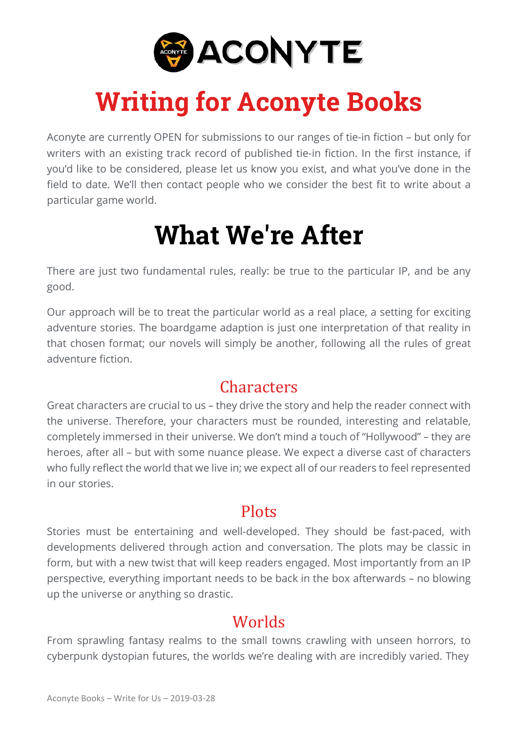# Writing for Aconyte Books

Aconyte are currently OPEN for submissions to our ranges of tie-in fiction – but only for writers with an existing track record of published tie-in fiction. In the first instance, if you'd like to be considered, please let us know you exist, and what you've done in the field to date. We'll then contact people who we consider the best fit to write about a particular game world.

# What We're After

There are just two fundamental rules, really: be true to the particular IP, and be any good.

Our approach will be to treat the particular world as a real place, a setting for exciting adventure stories. The boardgame adaption is just one interpretation of that reality in that chosen format; our novels will simply be another, following all the rules of great adventure fiction.

## Characters

Great characters are crucial to us – they drive the story and help the reader connect with the universe. Therefore, your characters must be rounded, interesting and relatable, completely immersed in their universe. We don't mind a touch of "Hollywood" – they are heroes, after all – but with some nuance please. We expect a diverse cast of characters who fully reflect the world that we live in; we expect all of our readers to feel represented in our stories.

## Plots

Stories must be entertaining and well-developed. They should be fast-paced, with developments delivered through action and conversation. The plots may be classic in form, but with a new twist that will keep readers engaged. Most importantly from an IP perspective, everything important needs to be back in the box afterwards – no blowing up the universe or anything so drastic.

## Worlds

From sprawling fantasy realms to the small towns crawling with unseen horrors, to cyberpunk dystopian futures, the worlds we're dealing with are incredibly varied. They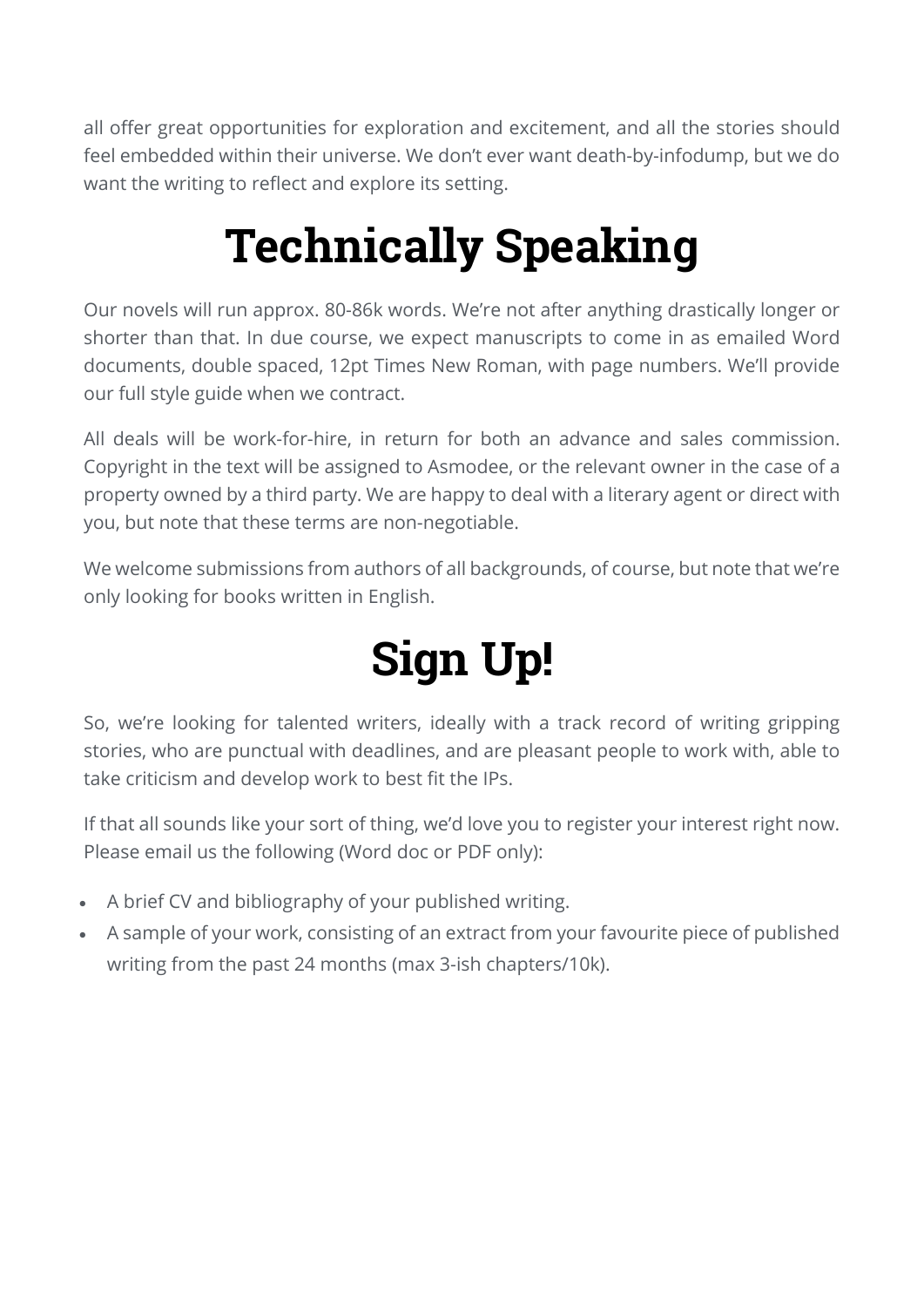all offer great opportunities for exploration and excitement, and all the stories should feel embedded within their universe. We don't ever want death-by-infodump, but we do want the writing to reflect and explore its setting.

# Technically Speaking

Our novels will run approx. 80-86k words. We're not after anything drastically longer or shorter than that. In due course, we expect manuscripts to come in as emailed Word documents, double spaced, 12pt Times New Roman, with page numbers. We'll provide our full style guide when we contract.

All deals will be work-for-hire, in return for both an advance and sales commission. Copyright in the text will be assigned to Asmodee, or the relevant owner in the case of a property owned by a third party. We are happy to deal with a literary agent or direct with you, but note that these terms are non-negotiable.

We welcome submissions from authors of all backgrounds, of course, but note that we're only looking for books written in English.

# Sign Up!

So, we're looking for talented writers, ideally with a track record of writing gripping stories, who are punctual with deadlines, and are pleasant people to work with, able to take criticism and develop work to best fit the IPs.

If that all sounds like your sort of thing, we'd love you to register your interest right now. Please email us the following (Word doc or PDF only):

- A brief CV and bibliography of your published writing.
- A sample of your work, consisting of an extract from your favourite piece of published writing from the past 24 months (max 3-ish chapters/10k).